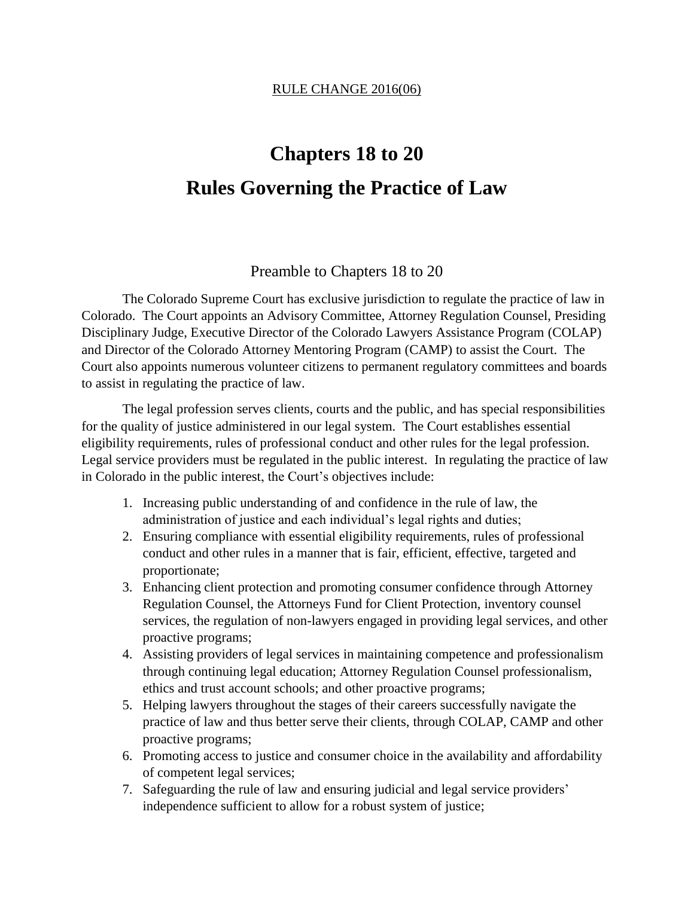RULE CHANGE 2016(06)

# Chapters 18 to 20

# Rules Governing the Practice of Law

## Preamble to Chapters 18 to 20

The Colorado Supreme Court has exclusive jurisdiction to regulate the practice of law in Colorado. The Court appoints an Advisory Committee, Attorney Regulation Counsel, Presiding Disciplinary Judge, Executive Director of the Colorado Lawyers Assistance Program (COLAP) and Director of the Colorado Attorney Mentoring Program (CAMP) to assist the Court. The Court also appoints numerous volunteer citizens to permanent regulatory committees and boards to assist in regulating the practice of law.

The legal profession serves clients, courts and the public, and has special responsibilities for the quality of justice administered in our legal system. The Court establishes essential eligibility requirements, rules of professional conduct and other rules for the legal profession. Legal service providers must be regulated in the public interest. In regulating the practice of law in Colorado in the public interest, the Court's objectives include:

1. Increasing public understanding of and confidence in the rule of law, the administration of justice and each individual's legal rights and duties;
2. Ensuring compliance with essential eligibility requirements, rules of professional conduct and other rules in a manner that is fair, efficient, effective, targeted and proportionate;
3. Enhancing client protection and promoting consumer confidence through Attorney Regulation Counsel, the Attorneys Fund for Client Protection, inventory counsel services, the regulation of non-lawyers engaged in providing legal services, and other proactive programs;
4. Assisting providers of legal services in maintaining competence and professionalism through continuing legal education; Attorney Regulation Counsel professionalism, ethics and trust account schools; and other proactive programs;
5. Helping lawyers throughout the stages of their careers successfully navigate the practice of law and thus better serve their clients, through COLAP, CAMP and other proactive programs;
6. Promoting access to justice and consumer choice in the availability and affordability of competent legal services;
7. Safeguarding the rule of law and ensuring judicial and legal service providers' independence sufficient to allow for a robust system of justice;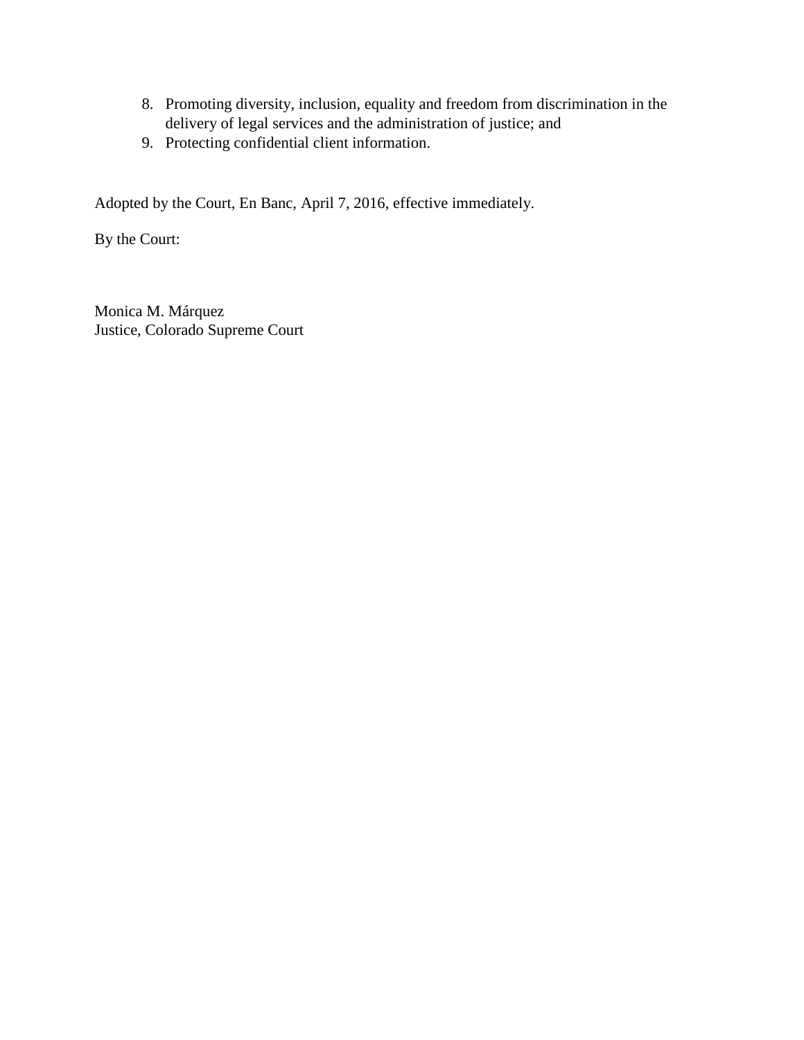8. Promoting diversity, inclusion, equality and freedom from discrimination in the delivery of legal services and the administration of justice; and
9. Protecting confidential client information.

Adopted by the Court, En Banc, April 7, 2016, effective immediately.

By the Court:

Monica M. Márquez  
Justice, Colorado Supreme Court